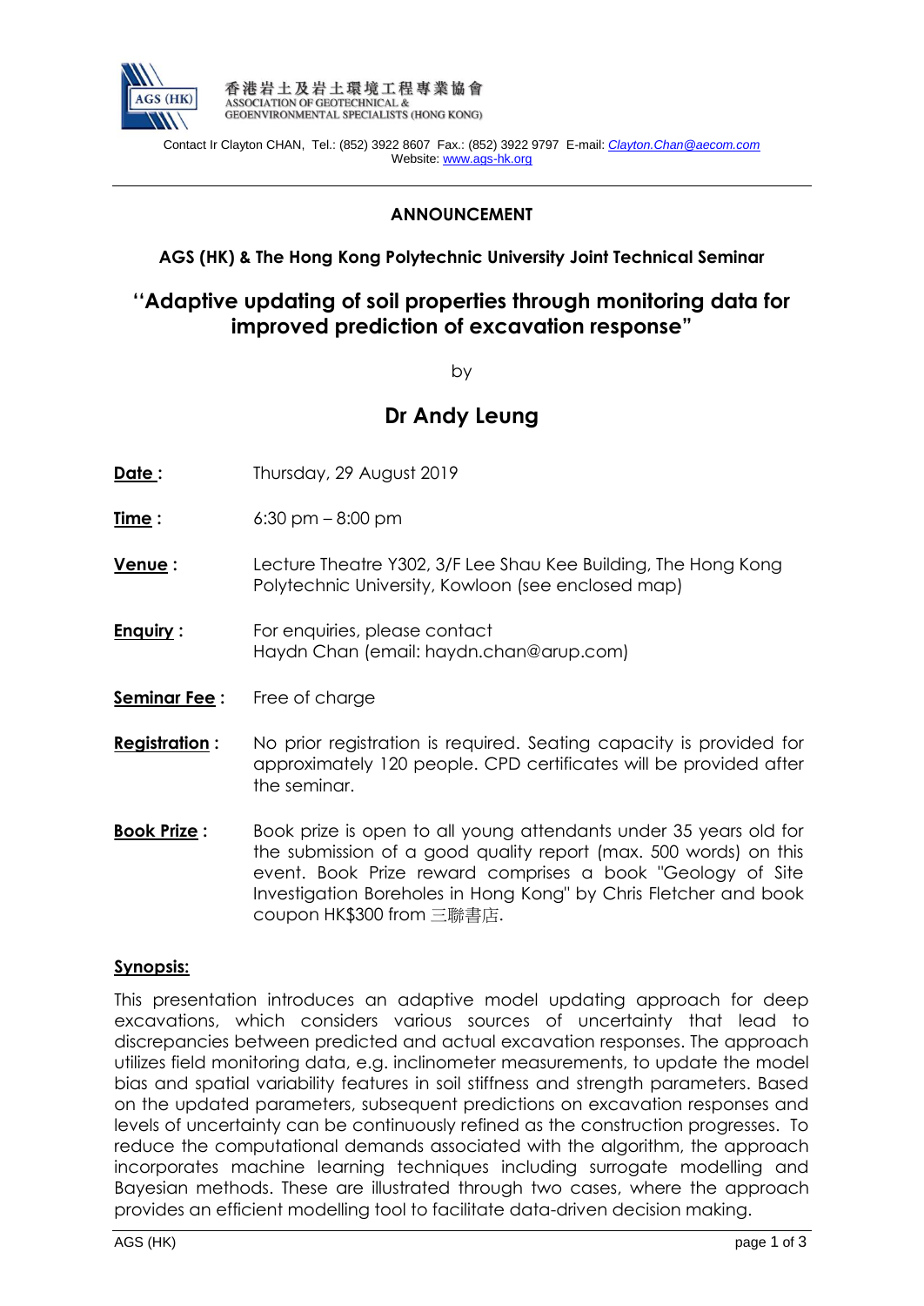香港岩土及岩土環境工程專業協會
ASSOCIATION OF GEOTECHNICAL &
GEOENVIRONMENTAL SPECIALISTS (HONG KONG)

Contact Ir Clayton CHAN, Tel.: (852) 3922 8607 Fax.: (852) 3922 9797 E-mail: *Clayton.Chan@aecom.com*
Website: www.ags-hk.org

---

**ANNOUNCEMENT**

**AGS (HK) & The Hong Kong Polytechnic University Joint Technical Seminar**

## "Adaptive updating of soil properties through monitoring data for improved prediction of excavation response"

by

## Dr Andy Leung

**Date :** Thursday, 29 August 2019

**Time :** 6:30 pm – 8:00 pm

**Venue :** Lecture Theatre Y302, 3/F Lee Shau Kee Building, The Hong Kong Polytechnic University, Kowloon (see enclosed map)

**Enquiry :** For enquiries, please contact
Haydn Chan (email: haydn.chan@arup.com)

**Seminar Fee :** Free of charge

**Registration :** No prior registration is required. Seating capacity is provided for approximately 120 people. CPD certificates will be provided after the seminar.

**Book Prize :** Book prize is open to all young attendants under 35 years old for the submission of a good quality report (max. 500 words) on this event. Book Prize reward comprises a book "Geology of Site Investigation Boreholes in Hong Kong" by Chris Fletcher and book coupon HK$300 from 三聯書店.

**Synopsis:**

This presentation introduces an adaptive model updating approach for deep excavations, which considers various sources of uncertainty that lead to discrepancies between predicted and actual excavation responses. The approach utilizes field monitoring data, e.g. inclinometer measurements, to update the model bias and spatial variability features in soil stiffness and strength parameters. Based on the updated parameters, subsequent predictions on excavation responses and levels of uncertainty can be continuously refined as the construction progresses. To reduce the computational demands associated with the algorithm, the approach incorporates machine learning techniques including surrogate modelling and Bayesian methods. These are illustrated through two cases, where the approach provides an efficient modelling tool to facilitate data-driven decision making.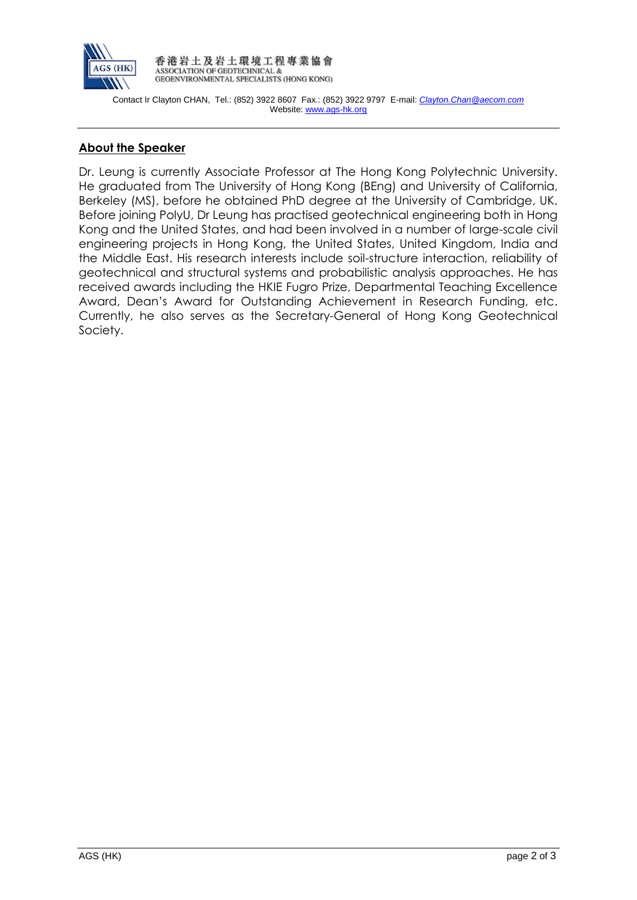## About the Speaker

Dr. Leung is currently Associate Professor at The Hong Kong Polytechnic University. He graduated from The University of Hong Kong (BEng) and University of California, Berkeley (MS), before he obtained PhD degree at the University of Cambridge, UK. Before joining PolyU, Dr Leung has practised geotechnical engineering both in Hong Kong and the United States, and had been involved in a number of large-scale civil engineering projects in Hong Kong, the United States, United Kingdom, India and the Middle East. His research interests include soil-structure interaction, reliability of geotechnical and structural systems and probabilistic analysis approaches. He has received awards including the HKIE Fugro Prize, Departmental Teaching Excellence Award, Dean's Award for Outstanding Achievement in Research Funding, etc. Currently, he also serves as the Secretary-General of Hong Kong Geotechnical Society.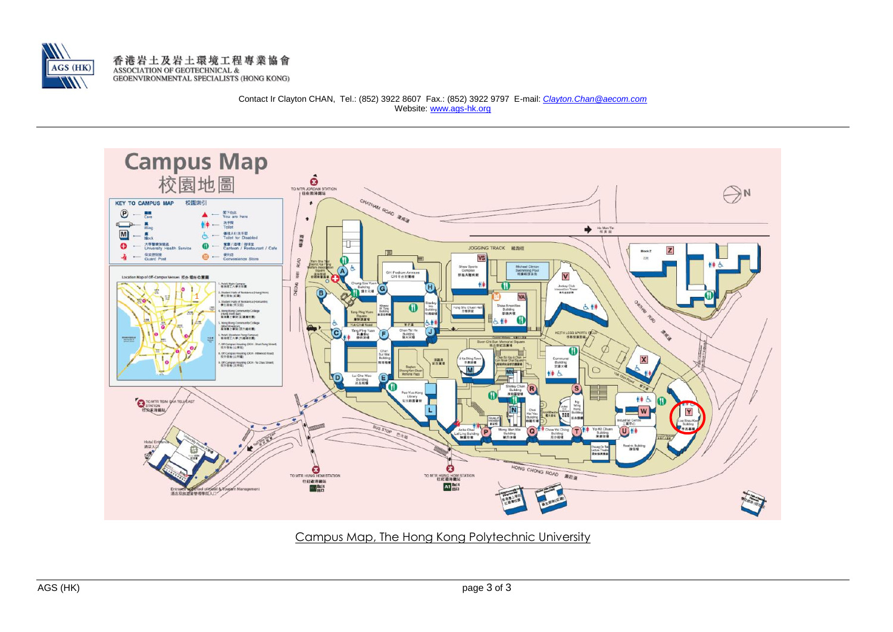香港岩土及岩土環境工程專業協會
ASSOCIATION OF GEOTECHNICAL & GEOENVIRONMENTAL SPECIALISTS (HONG KONG)

Contact Ir Clayton CHAN, Tel.: (852) 3922 8607 Fax.: (852) 3922 9797 E-mail: Clayton.Chan@aecom.com
Website: www.ags-hk.org

Campus Map, The Hong Kong Polytechnic University